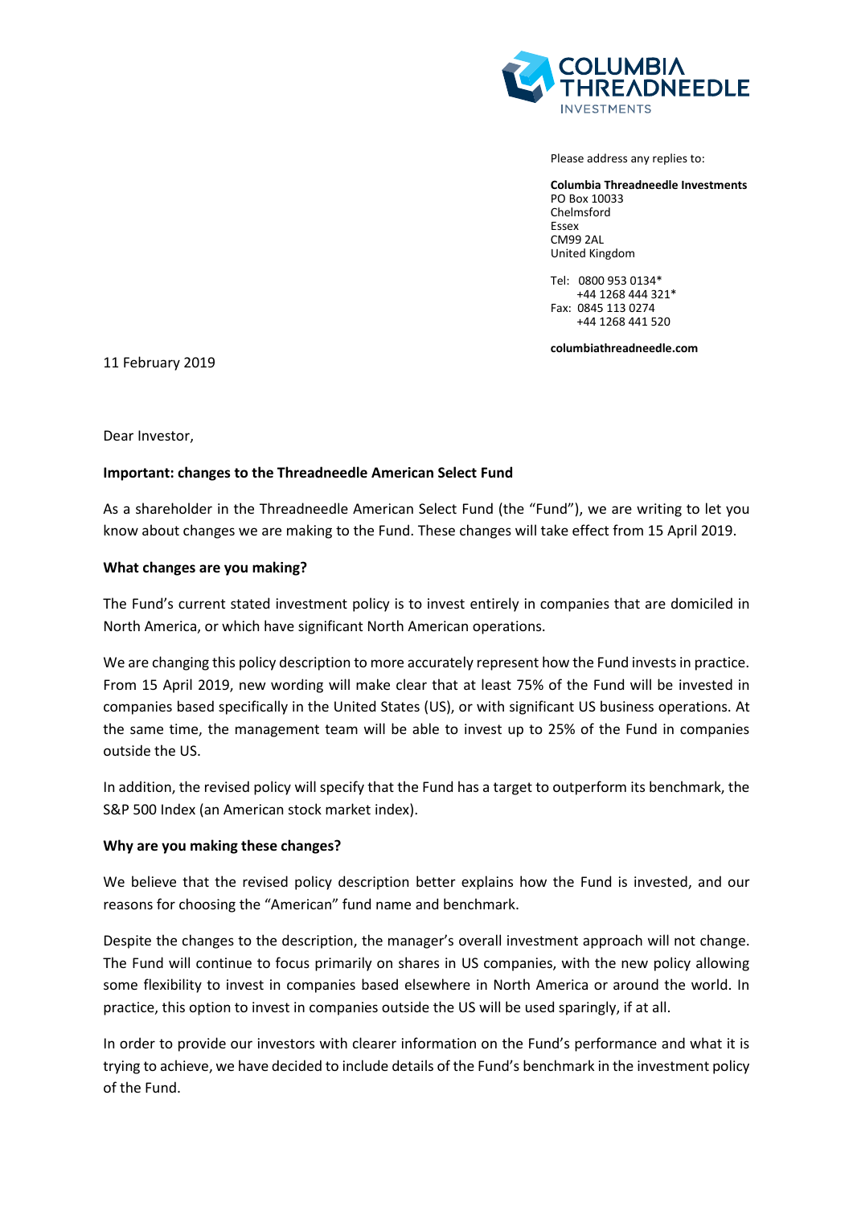Please address any replies to:

**Columbia Threadneedle Investments**
PO Box 10033
Chelmsford
Essex
CM99 2AL
United Kingdom

Tel: 0800 953 0134*
+44 1268 444 321*
Fax: 0845 113 0274
+44 1268 441 520

**columbiathreadneedle.com**

11 February 2019

Dear Investor,

**Important: changes to the Threadneedle American Select Fund**

As a shareholder in the Threadneedle American Select Fund (the "Fund"), we are writing to let you know about changes we are making to the Fund. These changes will take effect from 15 April 2019.

**What changes are you making?**

The Fund's current stated investment policy is to invest entirely in companies that are domiciled in North America, or which have significant North American operations.

We are changing this policy description to more accurately represent how the Fund invests in practice. From 15 April 2019, new wording will make clear that at least 75% of the Fund will be invested in companies based specifically in the United States (US), or with significant US business operations. At the same time, the management team will be able to invest up to 25% of the Fund in companies outside the US.

In addition, the revised policy will specify that the Fund has a target to outperform its benchmark, the S&P 500 Index (an American stock market index).

**Why are you making these changes?**

We believe that the revised policy description better explains how the Fund is invested, and our reasons for choosing the "American" fund name and benchmark.

Despite the changes to the description, the manager's overall investment approach will not change. The Fund will continue to focus primarily on shares in US companies, with the new policy allowing some flexibility to invest in companies based elsewhere in North America or around the world. In practice, this option to invest in companies outside the US will be used sparingly, if at all.

In order to provide our investors with clearer information on the Fund's performance and what it is trying to achieve, we have decided to include details of the Fund's benchmark in the investment policy of the Fund.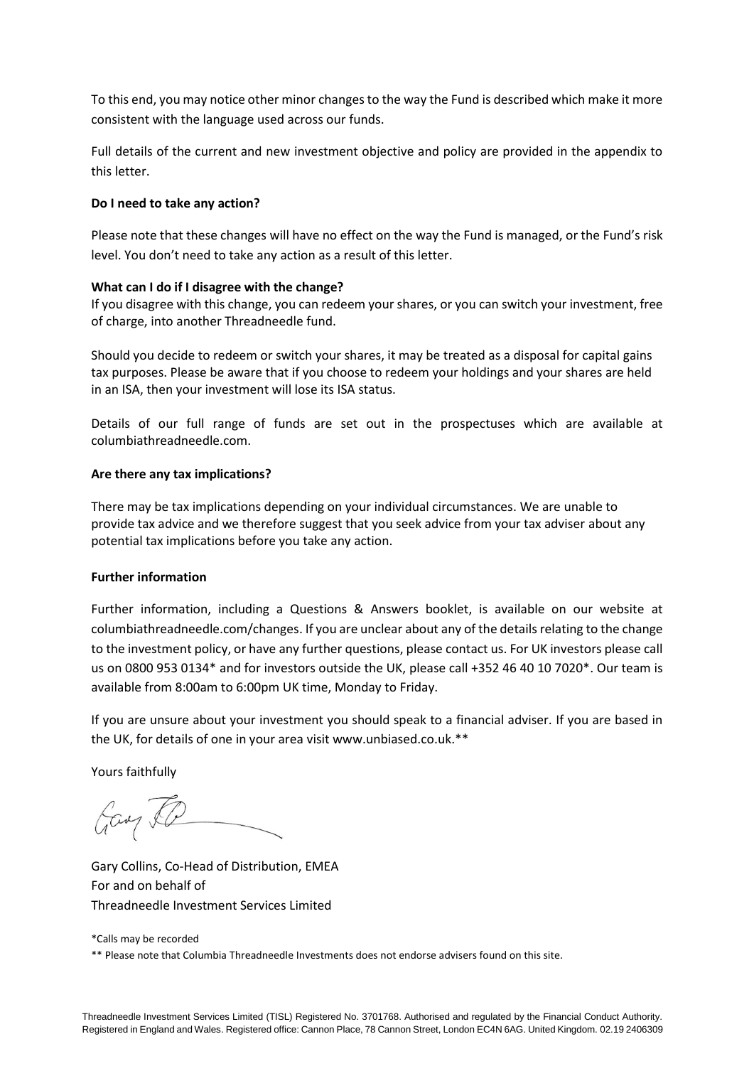To this end, you may notice other minor changes to the way the Fund is described which make it more consistent with the language used across our funds.

Full details of the current and new investment objective and policy are provided in the appendix to this letter.

**Do I need to take any action?**

Please note that these changes will have no effect on the way the Fund is managed, or the Fund's risk level. You don't need to take any action as a result of this letter.

**What can I do if I disagree with the change?**

If you disagree with this change, you can redeem your shares, or you can switch your investment, free of charge, into another Threadneedle fund.

Should you decide to redeem or switch your shares, it may be treated as a disposal for capital gains tax purposes. Please be aware that if you choose to redeem your holdings and your shares are held in an ISA, then your investment will lose its ISA status.

Details of our full range of funds are set out in the prospectuses which are available at columbiathreadneedle.com.

**Are there any tax implications?**

There may be tax implications depending on your individual circumstances. We are unable to provide tax advice and we therefore suggest that you seek advice from your tax adviser about any potential tax implications before you take any action.

**Further information**

Further information, including a Questions & Answers booklet, is available on our website at columbiathreadneedle.com/changes. If you are unclear about any of the details relating to the change to the investment policy, or have any further questions, please contact us. For UK investors please call us on 0800 953 0134* and for investors outside the UK, please call +352 46 40 10 7020*. Our team is available from 8:00am to 6:00pm UK time, Monday to Friday.

If you are unsure about your investment you should speak to a financial adviser. If you are based in the UK, for details of one in your area visit www.unbiased.co.uk.**

Yours faithfully

Gary Collins, Co-Head of Distribution, EMEA
For and on behalf of
Threadneedle Investment Services Limited

*Calls may be recorded

** Please note that Columbia Threadneedle Investments does not endorse advisers found on this site.

Threadneedle Investment Services Limited (TISL) Registered No. 3701768. Authorised and regulated by the Financial Conduct Authority. Registered in England and Wales. Registered office: Cannon Place, 78 Cannon Street, London EC4N 6AG. United Kingdom. 02.19 2406309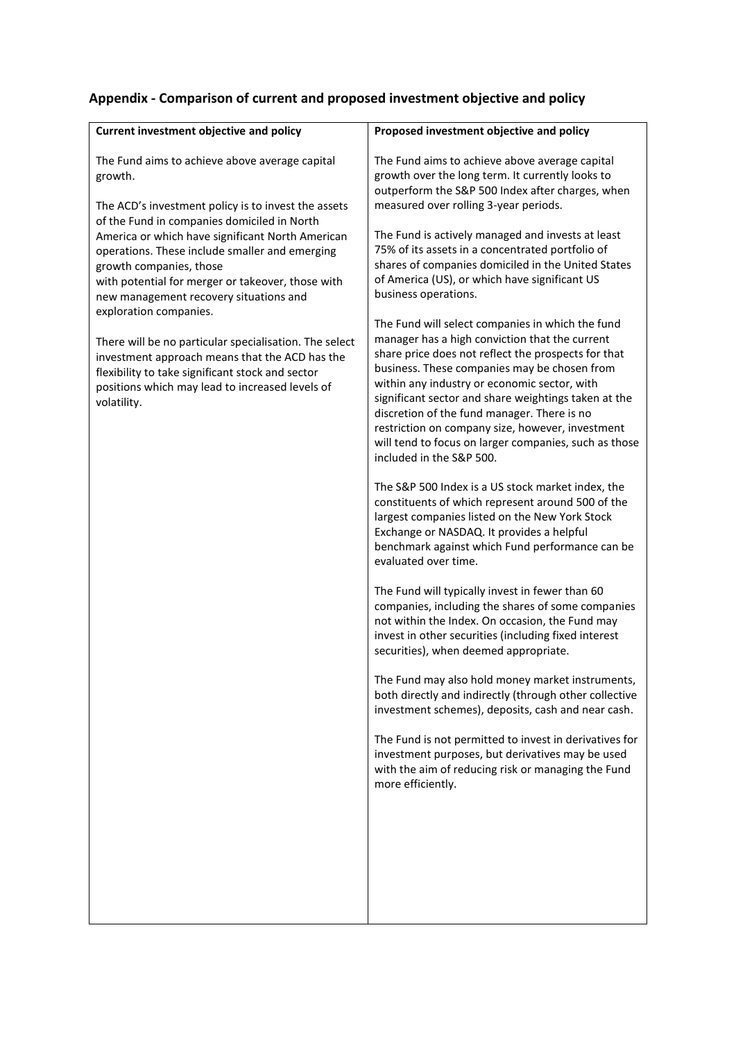## Appendix - Comparison of current and proposed investment objective and policy

| Current investment objective and policy | Proposed investment objective and policy |
|---|---|
| The Fund aims to achieve above average capital growth.<br><br>The ACD's investment policy is to invest the assets of the Fund in companies domiciled in North America or which have significant North American operations. These include smaller and emerging growth companies, those with potential for merger or takeover, those with new management recovery situations and exploration companies.<br><br>There will be no particular specialisation. The select investment approach means that the ACD has the flexibility to take significant stock and sector positions which may lead to increased levels of volatility. | The Fund aims to achieve above average capital growth over the long term. It currently looks to outperform the S&P 500 Index after charges, when measured over rolling 3-year periods.<br><br>The Fund is actively managed and invests at least 75% of its assets in a concentrated portfolio of shares of companies domiciled in the United States of America (US), or which have significant US business operations.<br><br>The Fund will select companies in which the fund manager has a high conviction that the current share price does not reflect the prospects for that business. These companies may be chosen from within any industry or economic sector, with significant sector and share weightings taken at the discretion of the fund manager. There is no restriction on company size, however, investment will tend to focus on larger companies, such as those included in the S&P 500.<br><br>The S&P 500 Index is a US stock market index, the constituents of which represent around 500 of the largest companies listed on the New York Stock Exchange or NASDAQ. It provides a helpful benchmark against which Fund performance can be evaluated over time.<br><br>The Fund will typically invest in fewer than 60 companies, including the shares of some companies not within the Index. On occasion, the Fund may invest in other securities (including fixed interest securities), when deemed appropriate.<br><br>The Fund may also hold money market instruments, both directly and indirectly (through other collective investment schemes), deposits, cash and near cash.<br><br>The Fund is not permitted to invest in derivatives for investment purposes, but derivatives may be used with the aim of reducing risk or managing the Fund more efficiently. |